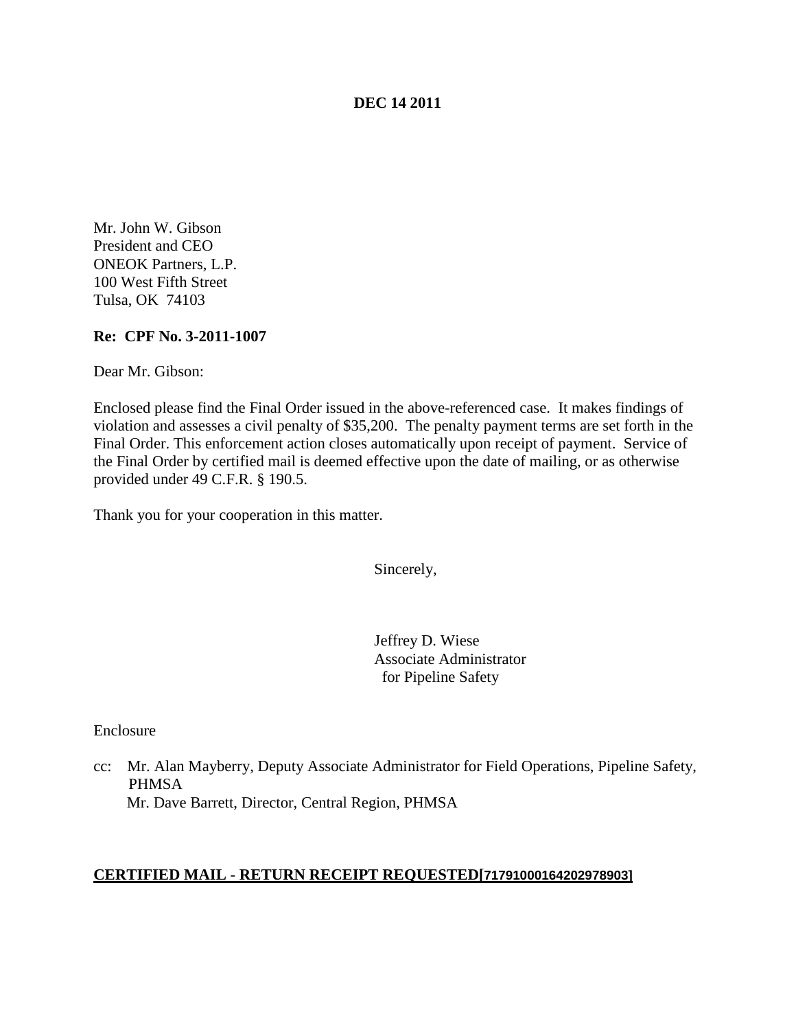**DEC 14 2011**

Mr. John W. Gibson
President and CEO
ONEOK Partners, L.P.
100 West Fifth Street
Tulsa, OK 74103

**Re: CPF No. 3-2011-1007**

Dear Mr. Gibson:

Enclosed please find the Final Order issued in the above-referenced case. It makes findings of violation and assesses a civil penalty of $35,200. The penalty payment terms are set forth in the Final Order. This enforcement action closes automatically upon receipt of payment. Service of the Final Order by certified mail is deemed effective upon the date of mailing, or as otherwise provided under 49 C.F.R. § 190.5.

Thank you for your cooperation in this matter.

Sincerely,

Jeffrey D. Wiese
Associate Administrator
for Pipeline Safety

Enclosure

cc: Mr. Alan Mayberry, Deputy Associate Administrator for Field Operations, Pipeline Safety, PHMSA
Mr. Dave Barrett, Director, Central Region, PHMSA

**CERTIFIED MAIL - RETURN RECEIPT REQUESTED[71791000164202978903]**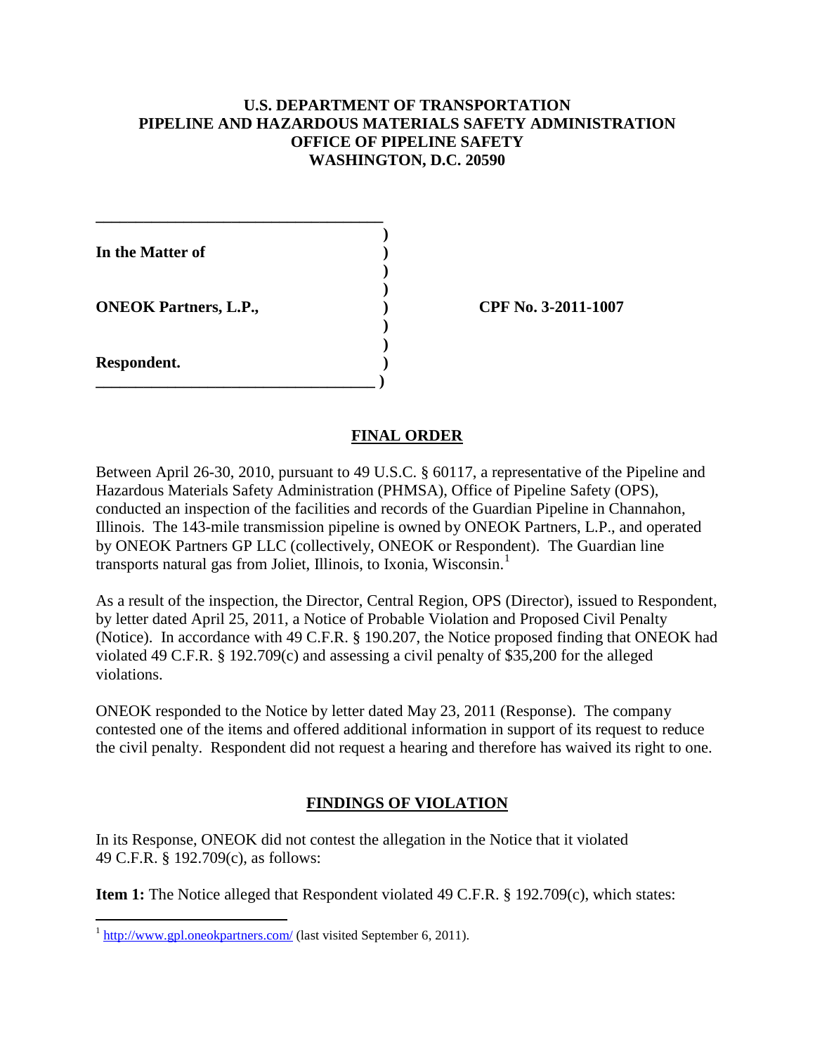# U.S. DEPARTMENT OF TRANSPORTATION
# PIPELINE AND HAZARDOUS MATERIALS SAFETY ADMINISTRATION
# OFFICE OF PIPELINE SAFETY
# WASHINGTON, D.C. 20590

**In the Matter of**

**ONEOK Partners, L.P.,** **CPF No. 3-2011-1007**

**Respondent.**

## FINAL ORDER

Between April 26-30, 2010, pursuant to 49 U.S.C. § 60117, a representative of the Pipeline and Hazardous Materials Safety Administration (PHMSA), Office of Pipeline Safety (OPS), conducted an inspection of the facilities and records of the Guardian Pipeline in Channahon, Illinois. The 143-mile transmission pipeline is owned by ONEOK Partners, L.P., and operated by ONEOK Partners GP LLC (collectively, ONEOK or Respondent). The Guardian line transports natural gas from Joliet, Illinois, to Ixonia, Wisconsin.[1]

As a result of the inspection, the Director, Central Region, OPS (Director), issued to Respondent, by letter dated April 25, 2011, a Notice of Probable Violation and Proposed Civil Penalty (Notice). In accordance with 49 C.F.R. § 190.207, the Notice proposed finding that ONEOK had violated 49 C.F.R. § 192.709(c) and assessing a civil penalty of $35,200 for the alleged violations.

ONEOK responded to the Notice by letter dated May 23, 2011 (Response). The company contested one of the items and offered additional information in support of its request to reduce the civil penalty. Respondent did not request a hearing and therefore has waived its right to one.

## FINDINGS OF VIOLATION

In its Response, ONEOK did not contest the allegation in the Notice that it violated 49 C.F.R. § 192.709(c), as follows:

**Item 1:** The Notice alleged that Respondent violated 49 C.F.R. § 192.709(c), which states:

[1] http://www.gpl.oneokpartners.com/ (last visited September 6, 2011).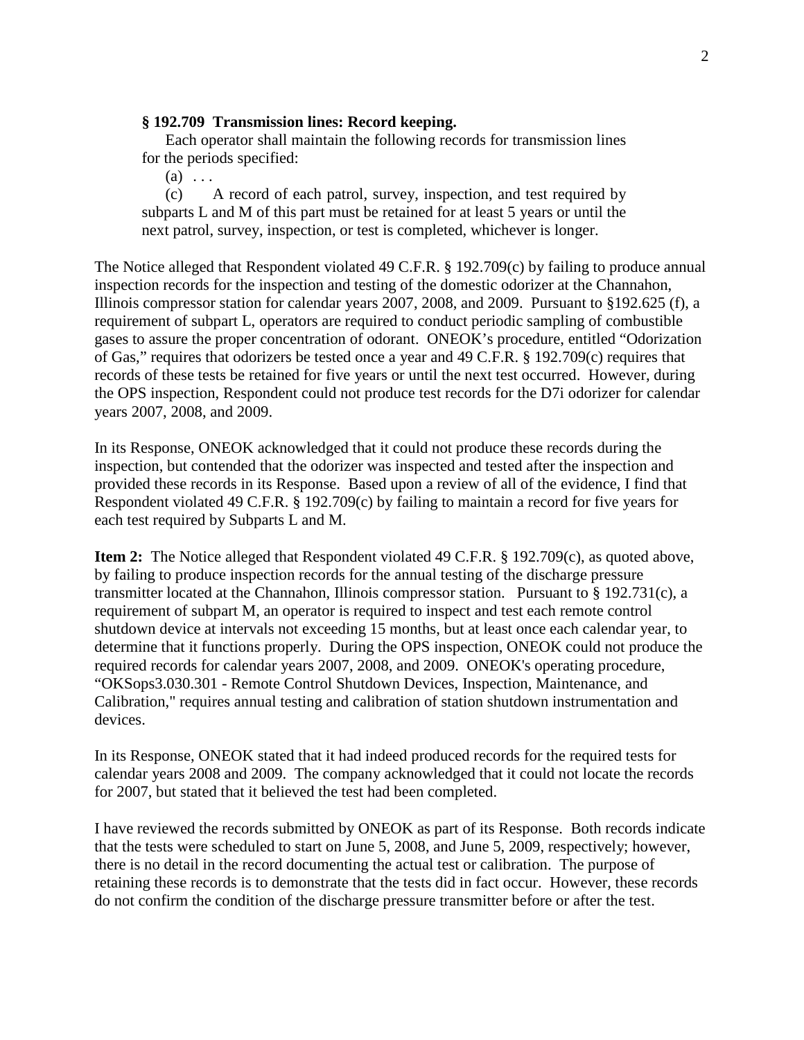> **§ 192.709 Transmission lines: Record keeping.**
>
> Each operator shall maintain the following records for transmission lines for the periods specified:
>
> (a) . . .
>
> (c) A record of each patrol, survey, inspection, and test required by subparts L and M of this part must be retained for at least 5 years or until the next patrol, survey, inspection, or test is completed, whichever is longer.

The Notice alleged that Respondent violated 49 C.F.R. § 192.709(c) by failing to produce annual inspection records for the inspection and testing of the domestic odorizer at the Channahon, Illinois compressor station for calendar years 2007, 2008, and 2009. Pursuant to §192.625 (f), a requirement of subpart L, operators are required to conduct periodic sampling of combustible gases to assure the proper concentration of odorant. ONEOK's procedure, entitled "Odorization of Gas," requires that odorizers be tested once a year and 49 C.F.R. § 192.709(c) requires that records of these tests be retained for five years or until the next test occurred. However, during the OPS inspection, Respondent could not produce test records for the D7i odorizer for calendar years 2007, 2008, and 2009.

In its Response, ONEOK acknowledged that it could not produce these records during the inspection, but contended that the odorizer was inspected and tested after the inspection and provided these records in its Response. Based upon a review of all of the evidence, I find that Respondent violated 49 C.F.R. § 192.709(c) by failing to maintain a record for five years for each test required by Subparts L and M.

**Item 2:** The Notice alleged that Respondent violated 49 C.F.R. § 192.709(c), as quoted above, by failing to produce inspection records for the annual testing of the discharge pressure transmitter located at the Channahon, Illinois compressor station. Pursuant to § 192.731(c), a requirement of subpart M, an operator is required to inspect and test each remote control shutdown device at intervals not exceeding 15 months, but at least once each calendar year, to determine that it functions properly. During the OPS inspection, ONEOK could not produce the required records for calendar years 2007, 2008, and 2009. ONEOK's operating procedure, "OKSops3.030.301 - Remote Control Shutdown Devices, Inspection, Maintenance, and Calibration," requires annual testing and calibration of station shutdown instrumentation and devices.

In its Response, ONEOK stated that it had indeed produced records for the required tests for calendar years 2008 and 2009. The company acknowledged that it could not locate the records for 2007, but stated that it believed the test had been completed.

I have reviewed the records submitted by ONEOK as part of its Response. Both records indicate that the tests were scheduled to start on June 5, 2008, and June 5, 2009, respectively; however, there is no detail in the record documenting the actual test or calibration. The purpose of retaining these records is to demonstrate that the tests did in fact occur. However, these records do not confirm the condition of the discharge pressure transmitter before or after the test.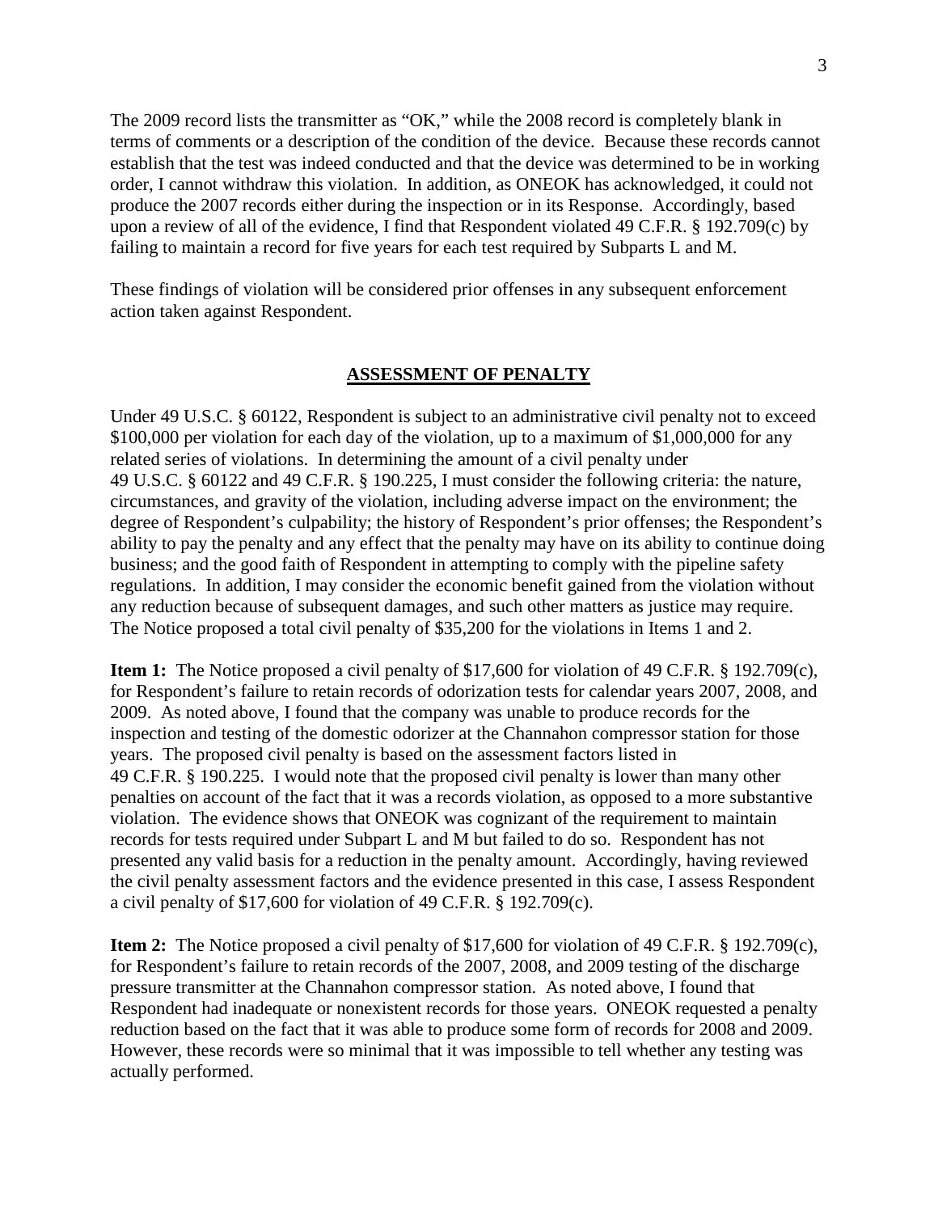The 2009 record lists the transmitter as "OK," while the 2008 record is completely blank in terms of comments or a description of the condition of the device. Because these records cannot establish that the test was indeed conducted and that the device was determined to be in working order, I cannot withdraw this violation. In addition, as ONEOK has acknowledged, it could not produce the 2007 records either during the inspection or in its Response. Accordingly, based upon a review of all of the evidence, I find that Respondent violated 49 C.F.R. § 192.709(c) by failing to maintain a record for five years for each test required by Subparts L and M.

These findings of violation will be considered prior offenses in any subsequent enforcement action taken against Respondent.

## ASSESSMENT OF PENALTY

Under 49 U.S.C. § 60122, Respondent is subject to an administrative civil penalty not to exceed $100,000 per violation for each day of the violation, up to a maximum of $1,000,000 for any related series of violations. In determining the amount of a civil penalty under 49 U.S.C. § 60122 and 49 C.F.R. § 190.225, I must consider the following criteria: the nature, circumstances, and gravity of the violation, including adverse impact on the environment; the degree of Respondent's culpability; the history of Respondent's prior offenses; the Respondent's ability to pay the penalty and any effect that the penalty may have on its ability to continue doing business; and the good faith of Respondent in attempting to comply with the pipeline safety regulations. In addition, I may consider the economic benefit gained from the violation without any reduction because of subsequent damages, and such other matters as justice may require. The Notice proposed a total civil penalty of $35,200 for the violations in Items 1 and 2.

**Item 1:** The Notice proposed a civil penalty of $17,600 for violation of 49 C.F.R. § 192.709(c), for Respondent's failure to retain records of odorization tests for calendar years 2007, 2008, and 2009. As noted above, I found that the company was unable to produce records for the inspection and testing of the domestic odorizer at the Channahon compressor station for those years. The proposed civil penalty is based on the assessment factors listed in 49 C.F.R. § 190.225. I would note that the proposed civil penalty is lower than many other penalties on account of the fact that it was a records violation, as opposed to a more substantive violation. The evidence shows that ONEOK was cognizant of the requirement to maintain records for tests required under Subpart L and M but failed to do so. Respondent has not presented any valid basis for a reduction in the penalty amount. Accordingly, having reviewed the civil penalty assessment factors and the evidence presented in this case, I assess Respondent a civil penalty of $17,600 for violation of 49 C.F.R. § 192.709(c).

**Item 2:** The Notice proposed a civil penalty of $17,600 for violation of 49 C.F.R. § 192.709(c), for Respondent's failure to retain records of the 2007, 2008, and 2009 testing of the discharge pressure transmitter at the Channahon compressor station. As noted above, I found that Respondent had inadequate or nonexistent records for those years. ONEOK requested a penalty reduction based on the fact that it was able to produce some form of records for 2008 and 2009. However, these records were so minimal that it was impossible to tell whether any testing was actually performed.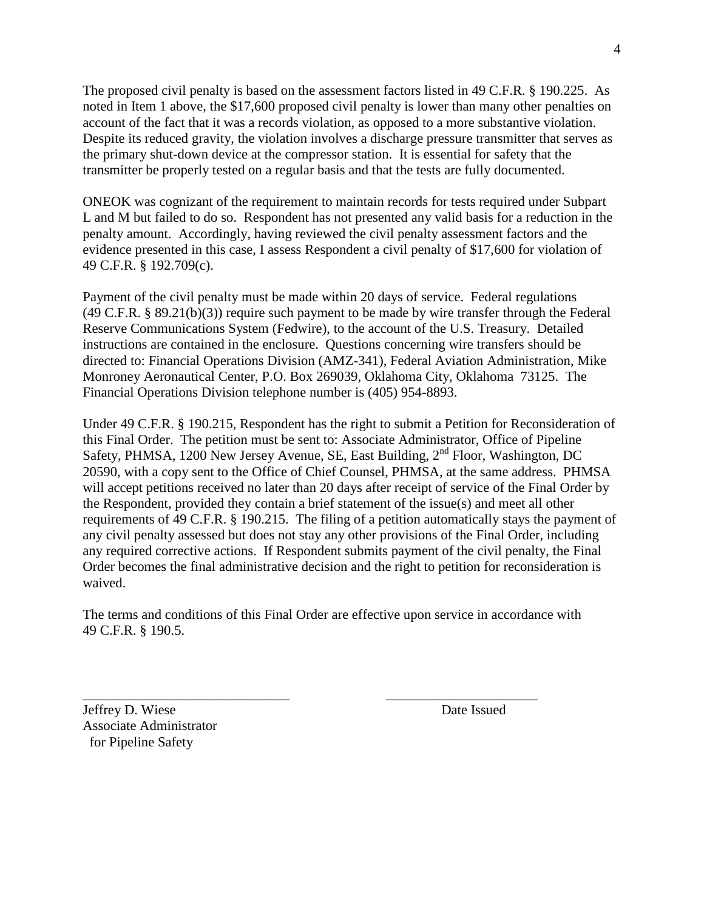The proposed civil penalty is based on the assessment factors listed in 49 C.F.R. § 190.225. As noted in Item 1 above, the $17,600 proposed civil penalty is lower than many other penalties on account of the fact that it was a records violation, as opposed to a more substantive violation. Despite its reduced gravity, the violation involves a discharge pressure transmitter that serves as the primary shut-down device at the compressor station. It is essential for safety that the transmitter be properly tested on a regular basis and that the tests are fully documented.

ONEOK was cognizant of the requirement to maintain records for tests required under Subpart L and M but failed to do so. Respondent has not presented any valid basis for a reduction in the penalty amount. Accordingly, having reviewed the civil penalty assessment factors and the evidence presented in this case, I assess Respondent a civil penalty of $17,600 for violation of 49 C.F.R. § 192.709(c).

Payment of the civil penalty must be made within 20 days of service. Federal regulations (49 C.F.R. § 89.21(b)(3)) require such payment to be made by wire transfer through the Federal Reserve Communications System (Fedwire), to the account of the U.S. Treasury. Detailed instructions are contained in the enclosure. Questions concerning wire transfers should be directed to: Financial Operations Division (AMZ-341), Federal Aviation Administration, Mike Monroney Aeronautical Center, P.O. Box 269039, Oklahoma City, Oklahoma 73125. The Financial Operations Division telephone number is (405) 954-8893.

Under 49 C.F.R. § 190.215, Respondent has the right to submit a Petition for Reconsideration of this Final Order. The petition must be sent to: Associate Administrator, Office of Pipeline Safety, PHMSA, 1200 New Jersey Avenue, SE, East Building, 2nd Floor, Washington, DC 20590, with a copy sent to the Office of Chief Counsel, PHMSA, at the same address. PHMSA will accept petitions received no later than 20 days after receipt of service of the Final Order by the Respondent, provided they contain a brief statement of the issue(s) and meet all other requirements of 49 C.F.R. § 190.215. The filing of a petition automatically stays the payment of any civil penalty assessed but does not stay any other provisions of the Final Order, including any required corrective actions. If Respondent submits payment of the civil penalty, the Final Order becomes the final administrative decision and the right to petition for reconsideration is waived.

The terms and conditions of this Final Order are effective upon service in accordance with 49 C.F.R. § 190.5.

\_\_\_\_\_\_\_\_\_\_\_\_\_\_\_\_\_\_\_\_\_\_\_\_\_\_\_\_\_\_ \_\_\_\_\_\_\_\_\_\_\_\_\_\_\_\_\_\_\_\_\_\_

Jeffrey D. Wiese
Associate Administrator
for Pipeline Safety

Date Issued